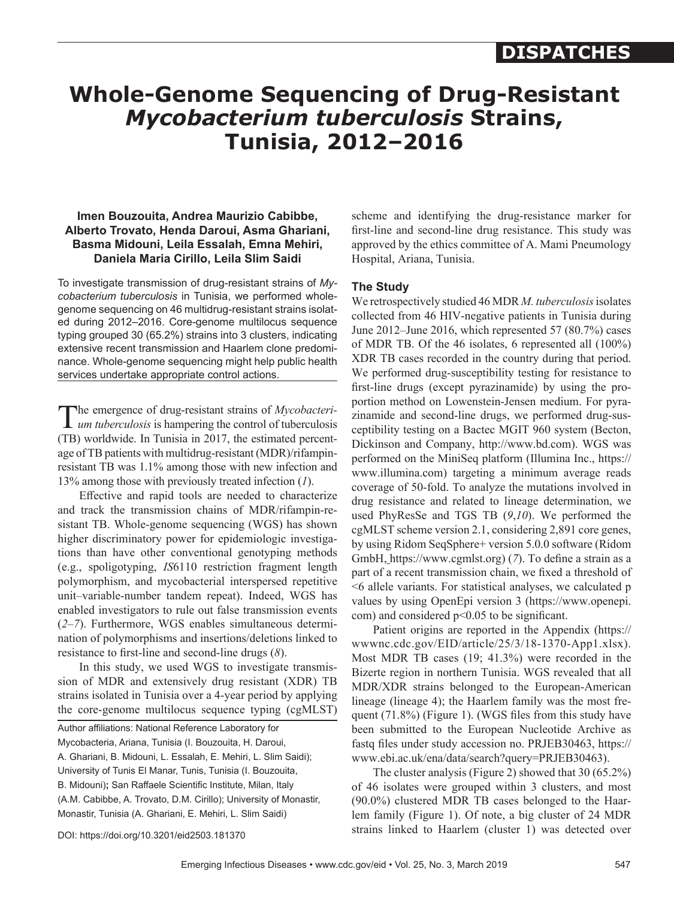DISPATCHES

# Whole-Genome Sequencing of Drug-Resistant *Mycobacterium tuberculosis* Strains, Tunisia, 2012–2016

**Imen Bouzouita, Andrea Maurizio Cabibbe, Alberto Trovato, Henda Daroui, Asma Ghariani, Basma Midouni, Leila Essalah, Emna Mehiri, Daniela Maria Cirillo, Leila Slim Saidi**

To investigate transmission of drug-resistant strains of *Mycobacterium tuberculosis* in Tunisia, we performed whole-genome sequencing on 46 multidrug-resistant strains isolated during 2012–2016. Core-genome multilocus sequence typing grouped 30 (65.2%) strains into 3 clusters, indicating extensive recent transmission and Haarlem clone predominance. Whole-genome sequencing might help public health services undertake appropriate control actions.

The emergence of drug-resistant strains of *Mycobacterium tuberculosis* is hampering the control of tuberculosis (TB) worldwide. In Tunisia in 2017, the estimated percentage of TB patients with multidrug-resistant (MDR)/rifampin-resistant TB was 1.1% among those with new infection and 13% among those with previously treated infection (*1*).

Effective and rapid tools are needed to characterize and track the transmission chains of MDR/rifampin-resistant TB. Whole-genome sequencing (WGS) has shown higher discriminatory power for epidemiologic investigations than have other conventional genotyping methods (e.g., spoligotyping, *IS*6110 restriction fragment length polymorphism, and mycobacterial interspersed repetitive unit–variable-number tandem repeat). Indeed, WGS has enabled investigators to rule out false transmission events (*2–7*). Furthermore, WGS enables simultaneous determination of polymorphisms and insertions/deletions linked to resistance to first-line and second-line drugs (*8*).

In this study, we used WGS to investigate transmission of MDR and extensively drug resistant (XDR) TB strains isolated in Tunisia over a 4-year period by applying the core-genome multilocus sequence typing (cgMLST) scheme and identifying the drug-resistance marker for first-line and second-line drug resistance. This study was approved by the ethics committee of A. Mami Pneumology Hospital, Ariana, Tunisia.

Author affiliations: National Reference Laboratory for Mycobacteria, Ariana, Tunisia (I. Bouzouita, H. Daroui, A. Ghariani, B. Midouni, L. Essalah, E. Mehiri, L. Slim Saidi); University of Tunis El Manar, Tunis, Tunisia (I. Bouzouita, B. Midouni); San Raffaele Scientific Institute, Milan, Italy (A.M. Cabibbe, A. Trovato, D.M. Cirillo); University of Monastir, Monastir, Tunisia (A. Ghariani, E. Mehiri, L. Slim Saidi)

DOI: https://doi.org/10.3201/eid2503.181370

## The Study

We retrospectively studied 46 MDR *M. tuberculosis* isolates collected from 46 HIV-negative patients in Tunisia during June 2012–June 2016, which represented 57 (80.7%) cases of MDR TB. Of the 46 isolates, 6 represented all (100%) XDR TB cases recorded in the country during that period. We performed drug-susceptibility testing for resistance to first-line drugs (except pyrazinamide) by using the proportion method on Lowenstein-Jensen medium. For pyrazinamide and second-line drugs, we performed drug-susceptibility testing on a Bactec MGIT 960 system (Becton, Dickinson and Company, http://www.bd.com). WGS was performed on the MiniSeq platform (Illumina Inc., https://www.illumina.com) targeting a minimum average reads coverage of 50-fold. To analyze the mutations involved in drug resistance and related to lineage determination, we used PhyResSe and TGS TB (*9*,*10*). We performed the cgMLST scheme version 2.1, considering 2,891 core genes, by using Ridom SeqSphere+ version 5.0.0 software (Ridom GmbH, https://www.cgmlst.org) (*7*). To define a strain as a part of a recent transmission chain, we fixed a threshold of <6 allele variants. For statistical analyses, we calculated p values by using OpenEpi version 3 (https://www.openepi.com) and considered $p<0.05$ to be significant.

Patient origins are reported in the Appendix (https://wwwnc.cdc.gov/EID/article/25/3/18-1370-App1.xlsx). Most MDR TB cases (19; 41.3%) were recorded in the Bizerte region in northern Tunisia. WGS revealed that all MDR/XDR strains belonged to the European-American lineage (lineage 4); the Haarlem family was the most frequent (71.8%) (Figure 1). (WGS files from this study have been submitted to the European Nucleotide Archive as fastq files under study accession no. PRJEB30463, https://www.ebi.ac.uk/ena/data/search?query=PRJEB30463).

The cluster analysis (Figure 2) showed that 30 (65.2%) of 46 isolates were grouped within 3 clusters, and most (90.0%) clustered MDR TB cases belonged to the Haarlem family (Figure 1). Of note, a big cluster of 24 MDR strains linked to Haarlem (cluster 1) was detected over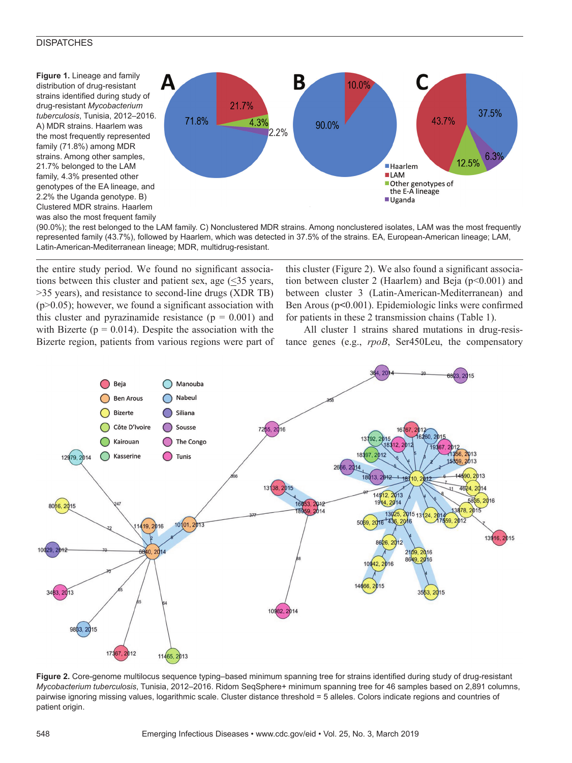**Figure 1.** Lineage and family distribution of drug-resistant strains identified during study of drug-resistant *Mycobacterium tuberculosis*, Tunisia, 2012–2016. A) MDR strains. Haarlem was the most frequently represented family (71.8%) among MDR strains. Among other samples, 21.7% belonged to the LAM family, 4.3% presented other genotypes of the EA lineage, and 2.2% the Uganda genotype. B) Clustered MDR strains. Haarlem was also the most frequent family (90.0%); the rest belonged to the LAM family. C) Nonclustered MDR strains. Among nonclustered isolates, LAM was the most frequently represented family (43.7%), followed by Haarlem, which was detected in 37.5% of the strains. EA, European-American lineage; LAM, Latin-American-Mediterranean lineage; MDR, multidrug-resistant.

the entire study period. We found no significant associations between this cluster and patient sex, age (≤35 years, >35 years), and resistance to second-line drugs (XDR TB) ($p>0.05$); however, we found a significant association with this cluster and pyrazinamide resistance ($p = 0.001$) and with Bizerte ($p = 0.014$). Despite the association with the Bizerte region, patients from various regions were part of this cluster (Figure 2). We also found a significant association between cluster 2 (Haarlem) and Beja ($p<0.001$) and between cluster 3 (Latin-American-Mediterranean) and Ben Arous ($p<0.001$). Epidemiologic links were confirmed for patients in these 2 transmission chains (Table 1).

All cluster 1 strains shared mutations in drug-resistance genes (e.g., *rpoB*, Ser450Leu, the compensatory

**Figure 2.** Core-genome multilocus sequence typing–based minimum spanning tree for strains identified during study of drug-resistant *Mycobacterium tuberculosis*, Tunisia, 2012–2016. Ridom SeqSphere+ minimum spanning tree for 46 samples based on 2,891 columns, pairwise ignoring missing values, logarithmic scale. Cluster distance threshold = 5 alleles. Colors indicate regions and countries of patient origin.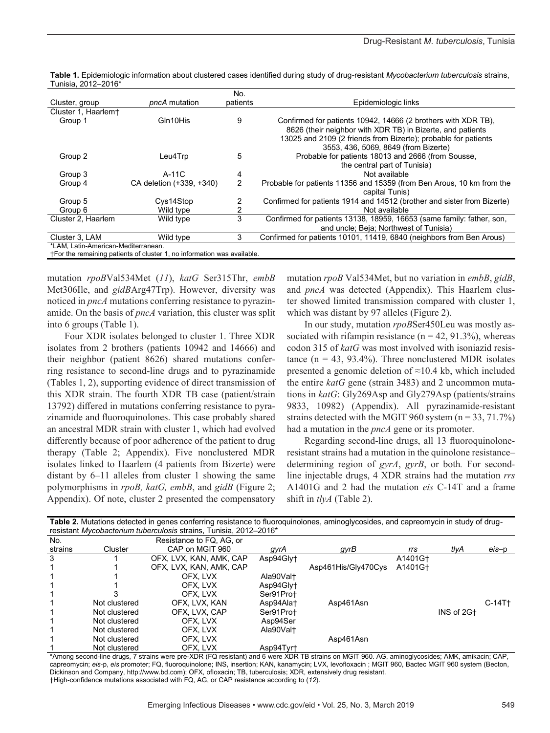**Table 1.** Epidemiologic information about clustered cases identified during study of drug-resistant *Mycobacterium tuberculosis* strains, Tunisia, 2012–2016*

| Cluster, group | *pncA* mutation | No. patients | Epidemiologic links |
|---|---|---|---|
| Cluster 1, Haarlem† | | | |
| Group 1 | Gln10His | 9 | Confirmed for patients 10942, 14666 (2 brothers with XDR TB), 8626 (their neighbor with XDR TB) in Bizerte, and patients 13025 and 2109 (2 friends from Bizerte); probable for patients 3553, 436, 5069, 8649 (from Bizerte) |
| Group 2 | Leu4Trp | 5 | Probable for patients 18013 and 2666 (from Sousse, the central part of Tunisia) |
| Group 3 | A-11C | 4 | Not available |
| Group 4 | CA deletion (+339, +340) | 2 | Probable for patients 11356 and 15359 (from Ben Arous, 10 km from the capital Tunis) |
| Group 5 | Cys14Stop | 2 | Confirmed for patients 1914 and 14512 (brother and sister from Bizerte) |
| Group 6 | Wild type | 2 | Not available |
| Cluster 2, Haarlem | Wild type | 3 | Confirmed for patients 13138, 18959, 16653 (same family: father, son, and uncle; Beja; Northwest of Tunisia) |
| Cluster 3, LAM | Wild type | 3 | Confirmed for patients 10101, 11419, 6840 (neighbors from Ben Arous) |

*LAM, Latin-American-Mediterranean.
†For the remaining patients of cluster 1, no information was available.

mutation *rpoB*Val534Met (*11*), *katG* Ser315Thr, *embB* Met306Ile, and *gidB*Arg47Trp). However, diversity was noticed in *pncA* mutations conferring resistance to pyrazinamide. On the basis of *pncA* variation, this cluster was split into 6 groups (Table 1).

Four XDR isolates belonged to cluster 1. Three XDR isolates from 2 brothers (patients 10942 and 14666) and their neighbor (patient 8626) shared mutations conferring resistance to second-line drugs and to pyrazinamide (Tables 1, 2), supporting evidence of direct transmission of this XDR strain. The fourth XDR TB case (patient/strain 13792) differed in mutations conferring resistance to pyrazinamide and fluoroquinolones. This case probably shared an ancestral MDR strain with cluster 1, which had evolved differently because of poor adherence of the patient to drug therapy (Table 2; Appendix). Five nonclustered MDR isolates linked to Haarlem (4 patients from Bizerte) were distant by 6–11 alleles from cluster 1 showing the same polymorphisms in *rpoB, katG, embB*, and *gidB* (Figure 2; Appendix). Of note, cluster 2 presented the compensatory mutation *rpoB* Val534Met, but no variation in *embB*, *gidB*, and *pncA* was detected (Appendix). This Haarlem cluster showed limited transmission compared with cluster 1, which was distant by 97 alleles (Figure 2).

In our study, mutation *rpoB*Ser450Leu was mostly associated with rifampin resistance (n = 42, 91.3%), whereas codon 315 of *katG* was most involved with isoniazid resistance (n = 43, 93.4%). Three nonclustered MDR isolates presented a genomic deletion of ≈10.4 kb, which included the entire *katG* gene (strain 3483) and 2 uncommon mutations in *katG*: Gly269Asp and Gly279Asp (patients/strains 9833, 10982) (Appendix). All pyrazinamide-resistant strains detected with the MGIT 960 system (n = 33, 71.7%) had a mutation in the *pncA* gene or its promoter.

Regarding second-line drugs, all 13 fluoroquinolone-resistant strains had a mutation in the quinolone resistance–determining region of *gyrA*, *gyrB*, or both*.* For second-line injectable drugs, 4 XDR strains had the mutation *rrs* A1401G and 2 had the mutation *eis* C-14T and a frame shift in *tlyA* (Table 2).

**Table 2.** Mutations detected in genes conferring resistance to fluoroquinolones, aminoglycosides, and capreomycin in study of drug-resistant *Mycobacterium tuberculosis* strains, Tunisia, 2012–2016*

| No. strains | Cluster | Resistance to FQ, AG, or CAP on MGIT 960 | *gyrA* | *gyrB* | *rrs* | *tlyA* | *eis*–p |
|---|---|---|---|---|---|---|---|
| 3 | 1 | OFX, LVX, KAN, AMK, CAP | Asp94Gly† | | A1401G† | | |
| 1 | 1 | OFX, LVX, KAN, AMK, CAP | | Asp461His/Gly470Cys | A1401G† | | |
| 1 | 1 | OFX, LVX | Ala90Val† | | | | |
| 1 | 1 | OFX, LVX | Asp94Gly† | | | | |
| 1 | 3 | OFX, LVX | Ser91Pro† | | | | |
| 1 | Not clustered | OFX, LVX, KAN | Asp94Ala† | Asp461Asn | | | C-14T† |
| 1 | Not clustered | OFX, LVX, CAP | Ser91Pro† | | | INS of 2G† | |
| 1 | Not clustered | OFX, LVX | Asp94Ser | | | | |
| 1 | Not clustered | OFX, LVX | Ala90Val† | | | | |
| 1 | Not clustered | OFX, LVX | | Asp461Asn | | | |
| 1 | Not clustered | OFX, LVX | Asp94Tyr† | | | | |

*Among second-line drugs, 7 strains were pre-XDR (FQ resistant) and 6 were XDR TB strains on MGIT 960. AG, aminoglycosides; AMK, amikacin; CAP, capreomycin; *eis*-p, *eis* promoter; FQ, fluoroquinolone; INS, insertion; KAN, kanamycin; LVX, levofloxacin ; MGIT 960, Bactec MGIT 960 system (Becton, Dickinson and Company, http://www.bd.com); OFX, ofloxacin; TB, tuberculosis; XDR, extensively drug resistant.
†High-confidence mutations associated with FQ, AG, or CAP resistance according to (*12*).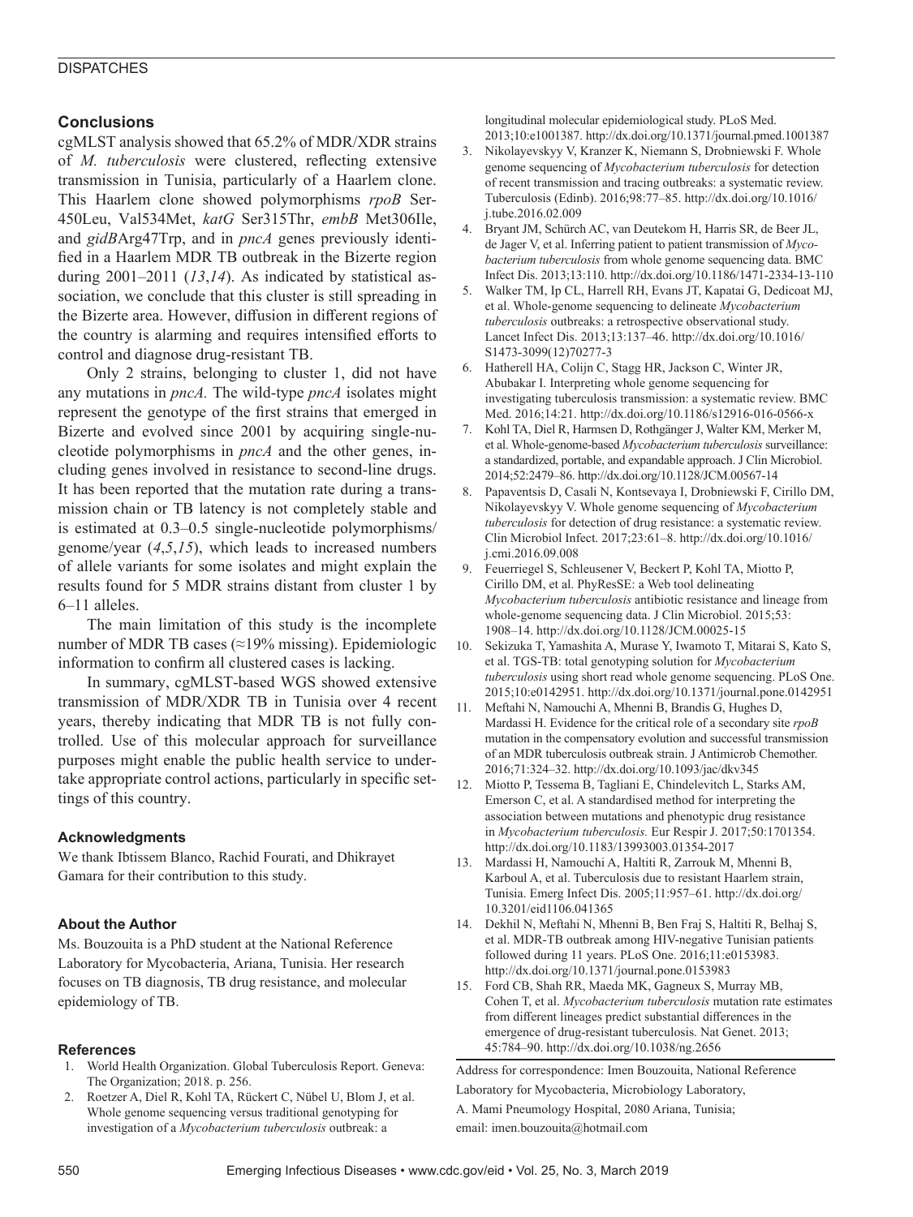## Conclusions

cgMLST analysis showed that 65.2% of MDR/XDR strains of *M. tuberculosis* were clustered, reflecting extensive transmission in Tunisia, particularly of a Haarlem clone. This Haarlem clone showed polymorphisms *rpoB* Ser-450Leu, Val534Met, *katG* Ser315Thr, *embB* Met306Ile, and *gidB*Arg47Trp, and in *pncA* genes previously identified in a Haarlem MDR TB outbreak in the Bizerte region during 2001–2011 (*13*,*14*). As indicated by statistical association, we conclude that this cluster is still spreading in the Bizerte area. However, diffusion in different regions of the country is alarming and requires intensified efforts to control and diagnose drug-resistant TB.

Only 2 strains, belonging to cluster 1, did not have any mutations in *pncA.* The wild-type *pncA* isolates might represent the genotype of the first strains that emerged in Bizerte and evolved since 2001 by acquiring single-nucleotide polymorphisms in *pncA* and the other genes, including genes involved in resistance to second-line drugs. It has been reported that the mutation rate during a transmission chain or TB latency is not completely stable and is estimated at 0.3–0.5 single-nucleotide polymorphisms/genome/year (*4*,*5*,*15*), which leads to increased numbers of allele variants for some isolates and might explain the results found for 5 MDR strains distant from cluster 1 by 6–11 alleles.

The main limitation of this study is the incomplete number of MDR TB cases (≈19% missing). Epidemiologic information to confirm all clustered cases is lacking.

In summary, cgMLST-based WGS showed extensive transmission of MDR/XDR TB in Tunisia over 4 recent years, thereby indicating that MDR TB is not fully controlled. Use of this molecular approach for surveillance purposes might enable the public health service to undertake appropriate control actions, particularly in specific settings of this country.

### Acknowledgments

We thank Ibtissem Blanco, Rachid Fourati, and Dhikrayet Gamara for their contribution to this study.

### About the Author

Ms. Bouzouita is a PhD student at the National Reference Laboratory for Mycobacteria, Ariana, Tunisia. Her research focuses on TB diagnosis, TB drug resistance, and molecular epidemiology of TB.

### References

1. World Health Organization. Global Tuberculosis Report. Geneva: The Organization; 2018. p. 256.
2. Roetzer A, Diel R, Kohl TA, Rückert C, Nübel U, Blom J, et al. Whole genome sequencing versus traditional genotyping for investigation of a *Mycobacterium tuberculosis* outbreak: a longitudinal molecular epidemiological study. PLoS Med. 2013;10:e1001387. http://dx.doi.org/10.1371/journal.pmed.1001387
3. Nikolayevskyy V, Kranzer K, Niemann S, Drobniewski F. Whole genome sequencing of *Mycobacterium tuberculosis* for detection of recent transmission and tracing outbreaks: a systematic review. Tuberculosis (Edinb). 2016;98:77–85. http://dx.doi.org/10.1016/j.tube.2016.02.009
4. Bryant JM, Schürch AC, van Deutekom H, Harris SR, de Beer JL, de Jager V, et al. Inferring patient to patient transmission of *Mycobacterium tuberculosis* from whole genome sequencing data. BMC Infect Dis. 2013;13:110. http://dx.doi.org/10.1186/1471-2334-13-110
5. Walker TM, Ip CL, Harrell RH, Evans JT, Kapatai G, Dedicoat MJ, et al. Whole-genome sequencing to delineate *Mycobacterium tuberculosis* outbreaks: a retrospective observational study. Lancet Infect Dis. 2013;13:137–46. http://dx.doi.org/10.1016/S1473-3099(12)70277-3
6. Hatherell HA, Colijn C, Stagg HR, Jackson C, Winter JR, Abubakar I. Interpreting whole genome sequencing for investigating tuberculosis transmission: a systematic review. BMC Med. 2016;14:21. http://dx.doi.org/10.1186/s12916-016-0566-x
7. Kohl TA, Diel R, Harmsen D, Rothgänger J, Walter KM, Merker M, et al. Whole-genome-based *Mycobacterium tuberculosis* surveillance: a standardized, portable, and expandable approach. J Clin Microbiol. 2014;52:2479–86. http://dx.doi.org/10.1128/JCM.00567-14
8. Papaventsis D, Casali N, Kontsevaya I, Drobniewski F, Cirillo DM, Nikolayevskyy V. Whole genome sequencing of *Mycobacterium tuberculosis* for detection of drug resistance: a systematic review. Clin Microbiol Infect. 2017;23:61–8. http://dx.doi.org/10.1016/j.cmi.2016.09.008
9. Feuerriegel S, Schleusener V, Beckert P, Kohl TA, Miotto P, Cirillo DM, et al. PhyResSE: a Web tool delineating *Mycobacterium tuberculosis* antibiotic resistance and lineage from whole-genome sequencing data. J Clin Microbiol. 2015;53:1908–14. http://dx.doi.org/10.1128/JCM.00025-15
10. Sekizuka T, Yamashita A, Murase Y, Iwamoto T, Mitarai S, Kato S, et al. TGS-TB: total genotyping solution for *Mycobacterium tuberculosis* using short read whole genome sequencing. PLoS One. 2015;10:e0142951. http://dx.doi.org/10.1371/journal.pone.0142951
11. Meftahi N, Namouchi A, Mhenni B, Brandis G, Hughes D, Mardassi H. Evidence for the critical role of a secondary site *rpoB* mutation in the compensatory evolution and successful transmission of an MDR tuberculosis outbreak strain. J Antimicrob Chemother. 2016;71:324–32. http://dx.doi.org/10.1093/jac/dkv345
12. Miotto P, Tessema B, Tagliani E, Chindelevitch L, Starks AM, Emerson C, et al. A standardised method for interpreting the association between mutations and phenotypic drug resistance in *Mycobacterium tuberculosis.* Eur Respir J. 2017;50:1701354. http://dx.doi.org/10.1183/13993003.01354-2017
13. Mardassi H, Namouchi A, Haltiti R, Zarrouk M, Mhenni B, Karboul A, et al. Tuberculosis due to resistant Haarlem strain, Tunisia. Emerg Infect Dis. 2005;11:957–61. http://dx.doi.org/10.3201/eid1106.041365
14. Dekhil N, Meftahi N, Mhenni B, Ben Fraj S, Haltiti R, Belhaj S, et al. MDR-TB outbreak among HIV-negative Tunisian patients followed during 11 years. PLoS One. 2016;11:e0153983. http://dx.doi.org/10.1371/journal.pone.0153983
15. Ford CB, Shah RR, Maeda MK, Gagneux S, Murray MB, Cohen T, et al. *Mycobacterium tuberculosis* mutation rate estimates from different lineages predict substantial differences in the emergence of drug-resistant tuberculosis. Nat Genet. 2013;45:784–90. http://dx.doi.org/10.1038/ng.2656

Address for correspondence: Imen Bouzouita, National Reference Laboratory for Mycobacteria, Microbiology Laboratory, A. Mami Pneumology Hospital, 2080 Ariana, Tunisia; email: imen.bouzouita@hotmail.com